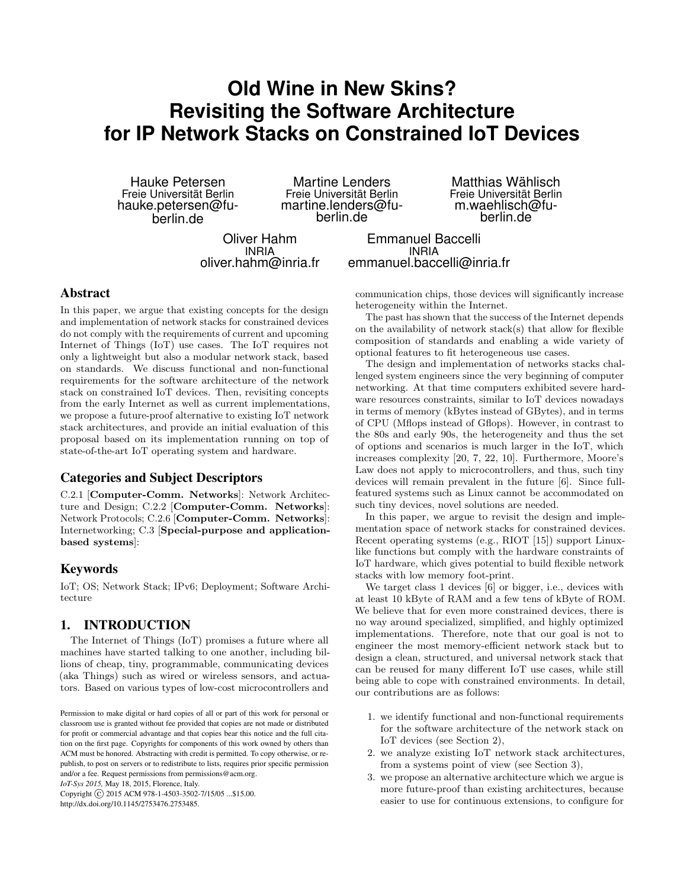# Old Wine in New Skins? Revisiting the Software Architecture for IP Network Stacks on Constrained IoT Devices

Hauke Petersen
Freie Universität Berlin
hauke.petersen@fu-berlin.de

Martine Lenders
Freie Universität Berlin
martine.lenders@fu-berlin.de

Matthias Wählisch
Freie Universität Berlin
m.waehlisch@fu-berlin.de

Oliver Hahm
INRIA
oliver.hahm@inria.fr

Emmanuel Baccelli
INRIA
emmanuel.baccelli@inria.fr

## Abstract

In this paper, we argue that existing concepts for the design and implementation of network stacks for constrained devices do not comply with the requirements of current and upcoming Internet of Things (IoT) use cases. The IoT requires not only a lightweight but also a modular network stack, based on standards. We discuss functional and non-functional requirements for the software architecture of the network stack on constrained IoT devices. Then, revisiting concepts from the early Internet as well as current implementations, we propose a future-proof alternative to existing IoT network stack architectures, and provide an initial evaluation of this proposal based on its implementation running on top of state-of-the-art IoT operating system and hardware.

## Categories and Subject Descriptors

C.2.1 [**Computer-Comm. Networks**]: Network Architecture and Design; C.2.2 [**Computer-Comm. Networks**]: Network Protocols; C.2.6 [**Computer-Comm. Networks**]: Internetworking; C.3 [**Special-purpose and application-based systems**]:

## Keywords

IoT; OS; Network Stack; IPv6; Deployment; Software Architecture

## 1. INTRODUCTION

The Internet of Things (IoT) promises a future where all machines have started talking to one another, including billions of cheap, tiny, programmable, communicating devices (aka Things) such as wired or wireless sensors, and actuators. Based on various types of low-cost microcontrollers and communication chips, those devices will significantly increase heterogeneity within the Internet.

The past has shown that the success of the Internet depends on the availability of network stack(s) that allow for flexible composition of standards and enabling a wide variety of optional features to fit heterogeneous use cases.

The design and implementation of networks stacks challenged system engineers since the very beginning of computer networking. At that time computers exhibited severe hardware resources constraints, similar to IoT devices nowadays in terms of memory (kBytes instead of GBytes), and in terms of CPU (Mflops instead of Gflops). However, in contrast to the 80s and early 90s, the heterogeneity and thus the set of options and scenarios is much larger in the IoT, which increases complexity [20, 7, 22, 10]. Furthermore, Moore's Law does not apply to microcontrollers, and thus, such tiny devices will remain prevalent in the future [6]. Since full-featured systems such as Linux cannot be accommodated on such tiny devices, novel solutions are needed.

In this paper, we argue to revisit the design and implementation space of network stacks for constrained devices. Recent operating systems (e.g., RIOT [15]) support Linux-like functions but comply with the hardware constraints of IoT hardware, which gives potential to build flexible network stacks with low memory foot-print.

We target class 1 devices [6] or bigger, i.e., devices with at least 10 kByte of RAM and a few tens of kByte of ROM. We believe that for even more constrained devices, there is no way around specialized, simplified, and highly optimized implementations. Therefore, note that our goal is not to engineer the most memory-efficient network stack but to design a clean, structured, and universal network stack that can be reused for many different IoT use cases, while still being able to cope with constrained environments. In detail, our contributions are as follows:

1. we identify functional and non-functional requirements for the software architecture of the network stack on IoT devices (see Section 2),
2. we analyze existing IoT network stack architectures, from a systems point of view (see Section 3),
3. we propose an alternative architecture which we argue is more future-proof than existing architectures, because easier to use for continuous extensions, to configure for

Permission to make digital or hard copies of all or part of this work for personal or classroom use is granted without fee provided that copies are not made or distributed for profit or commercial advantage and that copies bear this notice and the full citation on the first page. Copyrights for components of this work owned by others than ACM must be honored. Abstracting with credit is permitted. To copy otherwise, or republish, to post on servers or to redistribute to lists, requires prior specific permission and/or a fee. Request permissions from permissions@acm.org.
*IoT-Sys 2015,* May 18, 2015, Florence, Italy.
Copyright © 2015 ACM 978-1-4503-3502-7/15/05 ...$15.00.
http://dx.doi.org/10.1145/2753476.2753485.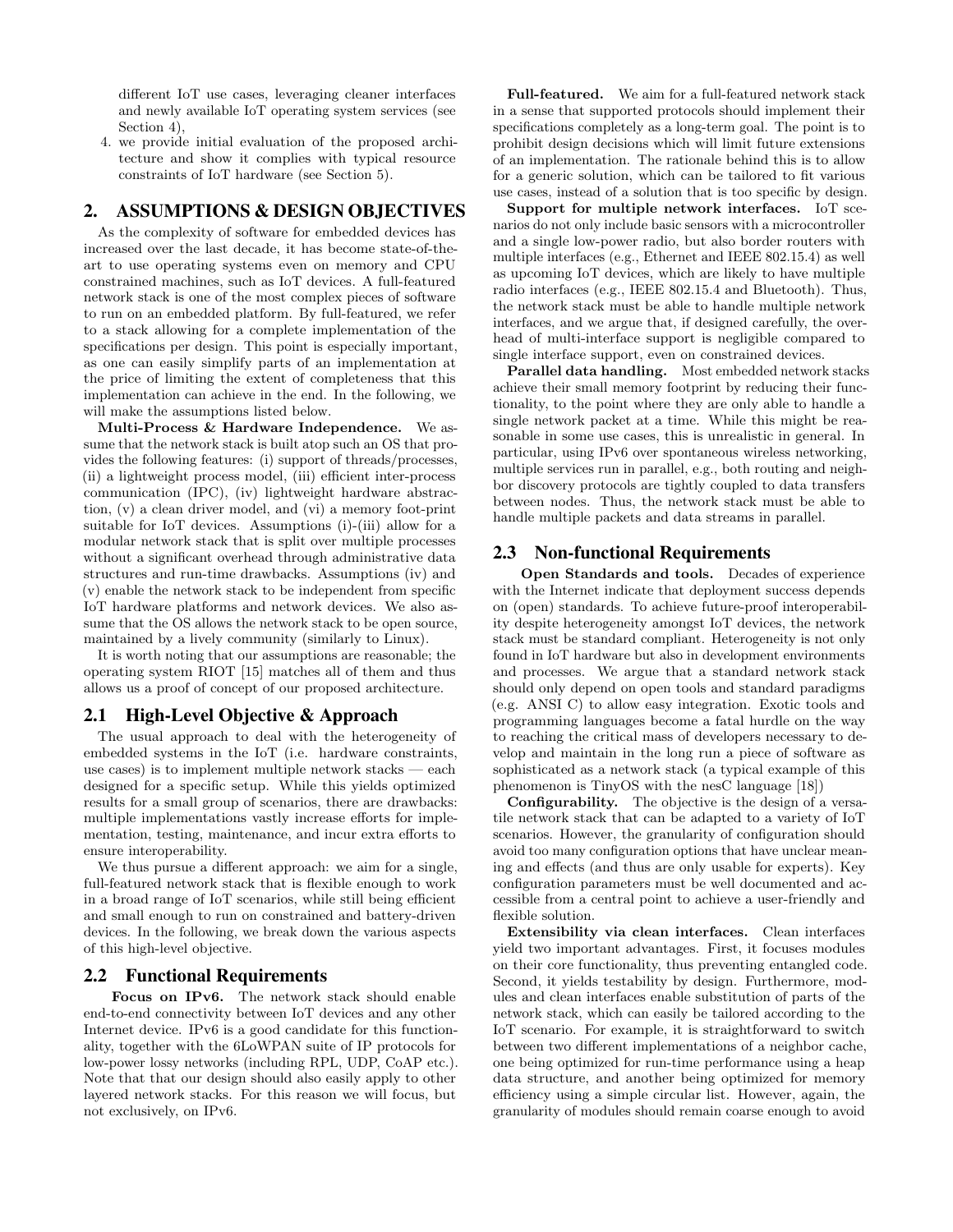different IoT use cases, leveraging cleaner interfaces and newly available IoT operating system services (see Section 4),

4. we provide initial evaluation of the proposed architecture and show it complies with typical resource constraints of IoT hardware (see Section 5).

## 2. ASSUMPTIONS & DESIGN OBJECTIVES

As the complexity of software for embedded devices has increased over the last decade, it has become state-of-the-art to use operating systems even on memory and CPU constrained machines, such as IoT devices. A full-featured network stack is one of the most complex pieces of software to run on an embedded platform. By full-featured, we refer to a stack allowing for a complete implementation of the specifications per design. This point is especially important, as one can easily simplify parts of an implementation at the price of limiting the extent of completeness that this implementation can achieve in the end. In the following, we will make the assumptions listed below.

**Multi-Process & Hardware Independence.** We assume that the network stack is built atop such an OS that provides the following features: (i) support of threads/processes, (ii) a lightweight process model, (iii) efficient inter-process communication (IPC), (iv) lightweight hardware abstraction, (v) a clean driver model, and (vi) a memory foot-print suitable for IoT devices. Assumptions (i)-(iii) allow for a modular network stack that is split over multiple processes without a significant overhead through administrative data structures and run-time drawbacks. Assumptions (iv) and (v) enable the network stack to be independent from specific IoT hardware platforms and network devices. We also assume that the OS allows the network stack to be open source, maintained by a lively community (similarly to Linux).

It is worth noting that our assumptions are reasonable; the operating system RIOT [15] matches all of them and thus allows us a proof of concept of our proposed architecture.

### 2.1 High-Level Objective & Approach

The usual approach to deal with the heterogeneity of embedded systems in the IoT (i.e. hardware constraints, use cases) is to implement multiple network stacks — each designed for a specific setup. While this yields optimized results for a small group of scenarios, there are drawbacks: multiple implementations vastly increase efforts for implementation, testing, maintenance, and incur extra efforts to ensure interoperability.

We thus pursue a different approach: we aim for a single, full-featured network stack that is flexible enough to work in a broad range of IoT scenarios, while still being efficient and small enough to run on constrained and battery-driven devices. In the following, we break down the various aspects of this high-level objective.

### 2.2 Functional Requirements

**Focus on IPv6.** The network stack should enable end-to-end connectivity between IoT devices and any other Internet device. IPv6 is a good candidate for this functionality, together with the 6LoWPAN suite of IP protocols for low-power lossy networks (including RPL, UDP, CoAP etc.). Note that that our design should also easily apply to other layered network stacks. For this reason we will focus, but not exclusively, on IPv6.

**Full-featured.** We aim for a full-featured network stack in a sense that supported protocols should implement their specifications completely as a long-term goal. The point is to prohibit design decisions which will limit future extensions of an implementation. The rationale behind this is to allow for a generic solution, which can be tailored to fit various use cases, instead of a solution that is too specific by design.

**Support for multiple network interfaces.** IoT scenarios do not only include basic sensors with a microcontroller and a single low-power radio, but also border routers with multiple interfaces (e.g., Ethernet and IEEE 802.15.4) as well as upcoming IoT devices, which are likely to have multiple radio interfaces (e.g., IEEE 802.15.4 and Bluetooth). Thus, the network stack must be able to handle multiple network interfaces, and we argue that, if designed carefully, the overhead of multi-interface support is negligible compared to single interface support, even on constrained devices.

**Parallel data handling.** Most embedded network stacks achieve their small memory footprint by reducing their functionality, to the point where they are only able to handle a single network packet at a time. While this might be reasonable in some use cases, this is unrealistic in general. In particular, using IPv6 over spontaneous wireless networking, multiple services run in parallel, e.g., both routing and neighbor discovery protocols are tightly coupled to data transfers between nodes. Thus, the network stack must be able to handle multiple packets and data streams in parallel.

### 2.3 Non-functional Requirements

**Open Standards and tools.** Decades of experience with the Internet indicate that deployment success depends on (open) standards. To achieve future-proof interoperability despite heterogeneity amongst IoT devices, the network stack must be standard compliant. Heterogeneity is not only found in IoT hardware but also in development environments and processes. We argue that a standard network stack should only depend on open tools and standard paradigms (e.g. ANSI C) to allow easy integration. Exotic tools and programming languages become a fatal hurdle on the way to reaching the critical mass of developers necessary to develop and maintain in the long run a piece of software as sophisticated as a network stack (a typical example of this phenomenon is TinyOS with the nesC language [18])

**Configurability.** The objective is the design of a versatile network stack that can be adapted to a variety of IoT scenarios. However, the granularity of configuration should avoid too many configuration options that have unclear meaning and effects (and thus are only usable for experts). Key configuration parameters must be well documented and accessible from a central point to achieve a user-friendly and flexible solution.

**Extensibility via clean interfaces.** Clean interfaces yield two important advantages. First, it focuses modules on their core functionality, thus preventing entangled code. Second, it yields testability by design. Furthermore, modules and clean interfaces enable substitution of parts of the network stack, which can easily be tailored according to the IoT scenario. For example, it is straightforward to switch between two different implementations of a neighbor cache, one being optimized for run-time performance using a heap data structure, and another being optimized for memory efficiency using a simple circular list. However, again, the granularity of modules should remain coarse enough to avoid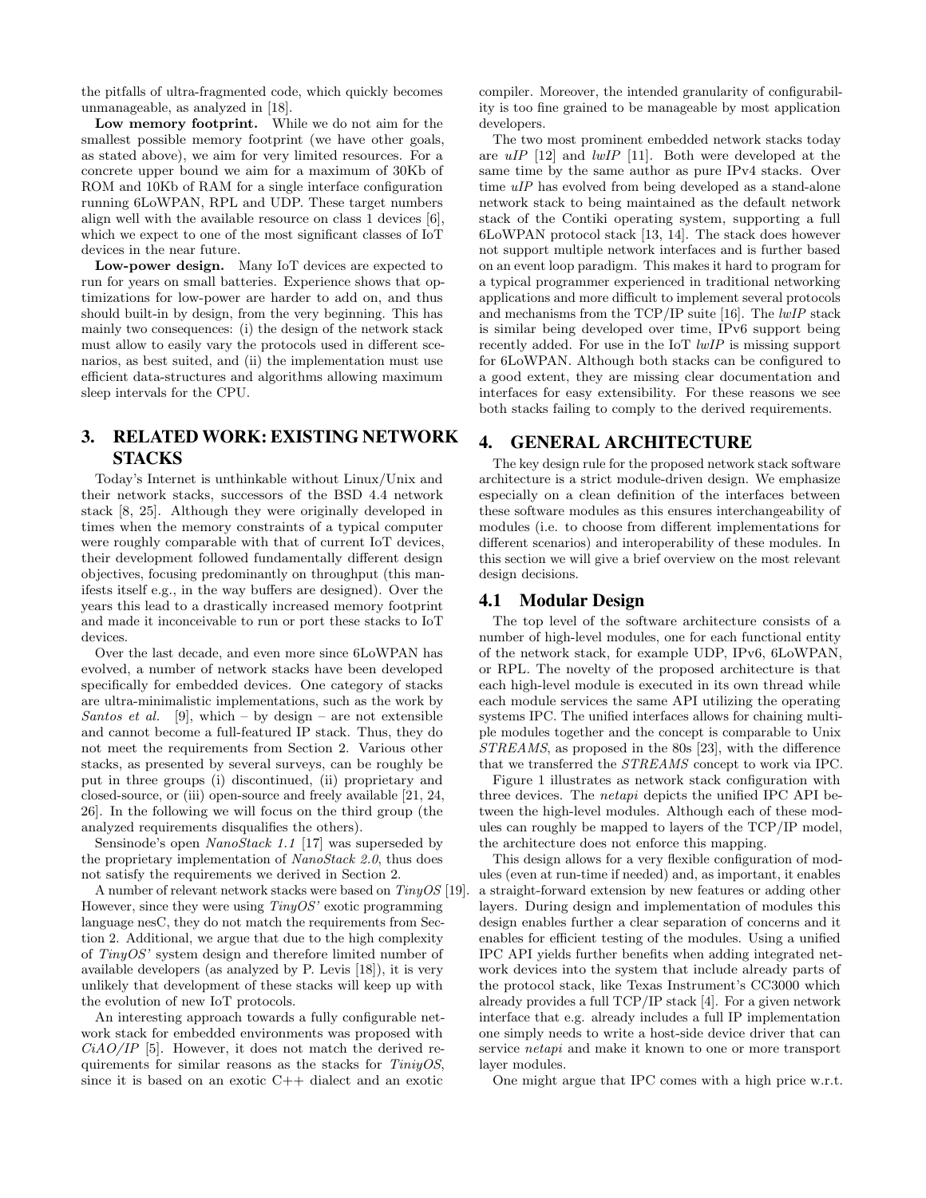the pitfalls of ultra-fragmented code, which quickly becomes unmanageable, as analyzed in [18].

**Low memory footprint.** While we do not aim for the smallest possible memory footprint (we have other goals, as stated above), we aim for very limited resources. For a concrete upper bound we aim for a maximum of 30Kb of ROM and 10Kb of RAM for a single interface configuration running 6LoWPAN, RPL and UDP. These target numbers align well with the available resource on class 1 devices [6], which we expect to one of the most significant classes of IoT devices in the near future.

**Low-power design.** Many IoT devices are expected to run for years on small batteries. Experience shows that optimizations for low-power are harder to add on, and thus should built-in by design, from the very beginning. This has mainly two consequences: (i) the design of the network stack must allow to easily vary the protocols used in different scenarios, as best suited, and (ii) the implementation must use efficient data-structures and algorithms allowing maximum sleep intervals for the CPU.

## 3. RELATED WORK: EXISTING NETWORK STACKS

Today's Internet is unthinkable without Linux/Unix and their network stacks, successors of the BSD 4.4 network stack [8, 25]. Although they were originally developed in times when the memory constraints of a typical computer were roughly comparable with that of current IoT devices, their development followed fundamentally different design objectives, focusing predominantly on throughput (this manifests itself e.g., in the way buffers are designed). Over the years this lead to a drastically increased memory footprint and made it inconceivable to run or port these stacks to IoT devices.

Over the last decade, and even more since 6LoWPAN has evolved, a number of network stacks have been developed specifically for embedded devices. One category of stacks are ultra-minimalistic implementations, such as the work by *Santos et al.* [9], which – by design – are not extensible and cannot become a full-featured IP stack. Thus, they do not meet the requirements from Section 2. Various other stacks, as presented by several surveys, can be roughly be put in three groups (i) discontinued, (ii) proprietary and closed-source, or (iii) open-source and freely available [21, 24, 26]. In the following we will focus on the third group (the analyzed requirements disqualifies the others).

Sensinode's open *NanoStack 1.1* [17] was superseded by the proprietary implementation of *NanoStack 2.0*, thus does not satisfy the requirements we derived in Section 2.

A number of relevant network stacks were based on *TinyOS* [19]. However, since they were using *TinyOS'* exotic programming language nesC, they do not match the requirements from Section 2. Additional, we argue that due to the high complexity of *TinyOS'* system design and therefore limited number of available developers (as analyzed by P. Levis [18]), it is very unlikely that development of these stacks will keep up with the evolution of new IoT protocols.

An interesting approach towards a fully configurable network stack for embedded environments was proposed with *CiAO/IP* [5]. However, it does not match the derived requirements for similar reasons as the stacks for *TiniyOS*, since it is based on an exotic C++ dialect and an exotic compiler. Moreover, the intended granularity of configurability is too fine grained to be manageable by most application developers.

The two most prominent embedded network stacks today are *uIP* [12] and *lwIP* [11]. Both were developed at the same time by the same author as pure IPv4 stacks. Over time *uIP* has evolved from being developed as a stand-alone network stack to being maintained as the default network stack of the Contiki operating system, supporting a full 6LoWPAN protocol stack [13, 14]. The stack does however not support multiple network interfaces and is further based on an event loop paradigm. This makes it hard to program for a typical programmer experienced in traditional networking applications and more difficult to implement several protocols and mechanisms from the TCP/IP suite [16]. The *lwIP* stack is similar being developed over time, IPv6 support being recently added. For use in the IoT *lwIP* is missing support for 6LoWPAN. Although both stacks can be configured to a good extent, they are missing clear documentation and interfaces for easy extensibility. For these reasons we see both stacks failing to comply to the derived requirements.

## 4. GENERAL ARCHITECTURE

The key design rule for the proposed network stack software architecture is a strict module-driven design. We emphasize especially on a clean definition of the interfaces between these software modules as this ensures interchangeability of modules (i.e. to choose from different implementations for different scenarios) and interoperability of these modules. In this section we will give a brief overview on the most relevant design decisions.

### 4.1 Modular Design

The top level of the software architecture consists of a number of high-level modules, one for each functional entity of the network stack, for example UDP, IPv6, 6LoWPAN, or RPL. The novelty of the proposed architecture is that each high-level module is executed in its own thread while each module services the same API utilizing the operating systems IPC. The unified interfaces allows for chaining multiple modules together and the concept is comparable to Unix *STREAMS*, as proposed in the 80s [23], with the difference that we transferred the *STREAMS* concept to work via IPC.

Figure 1 illustrates as network stack configuration with three devices. The *netapi* depicts the unified IPC API between the high-level modules. Although each of these modules can roughly be mapped to layers of the TCP/IP model, the architecture does not enforce this mapping.

This design allows for a very flexible configuration of modules (even at run-time if needed) and, as important, it enables a straight-forward extension by new features or adding other layers. During design and implementation of modules this design enables further a clear separation of concerns and it enables for efficient testing of the modules. Using a unified IPC API yields further benefits when adding integrated network devices into the system that include already parts of the protocol stack, like Texas Instrument's CC3000 which already provides a full TCP/IP stack [4]. For a given network interface that e.g. already includes a full IP implementation one simply needs to write a host-side device driver that can service *netapi* and make it known to one or more transport layer modules.

One might argue that IPC comes with a high price w.r.t.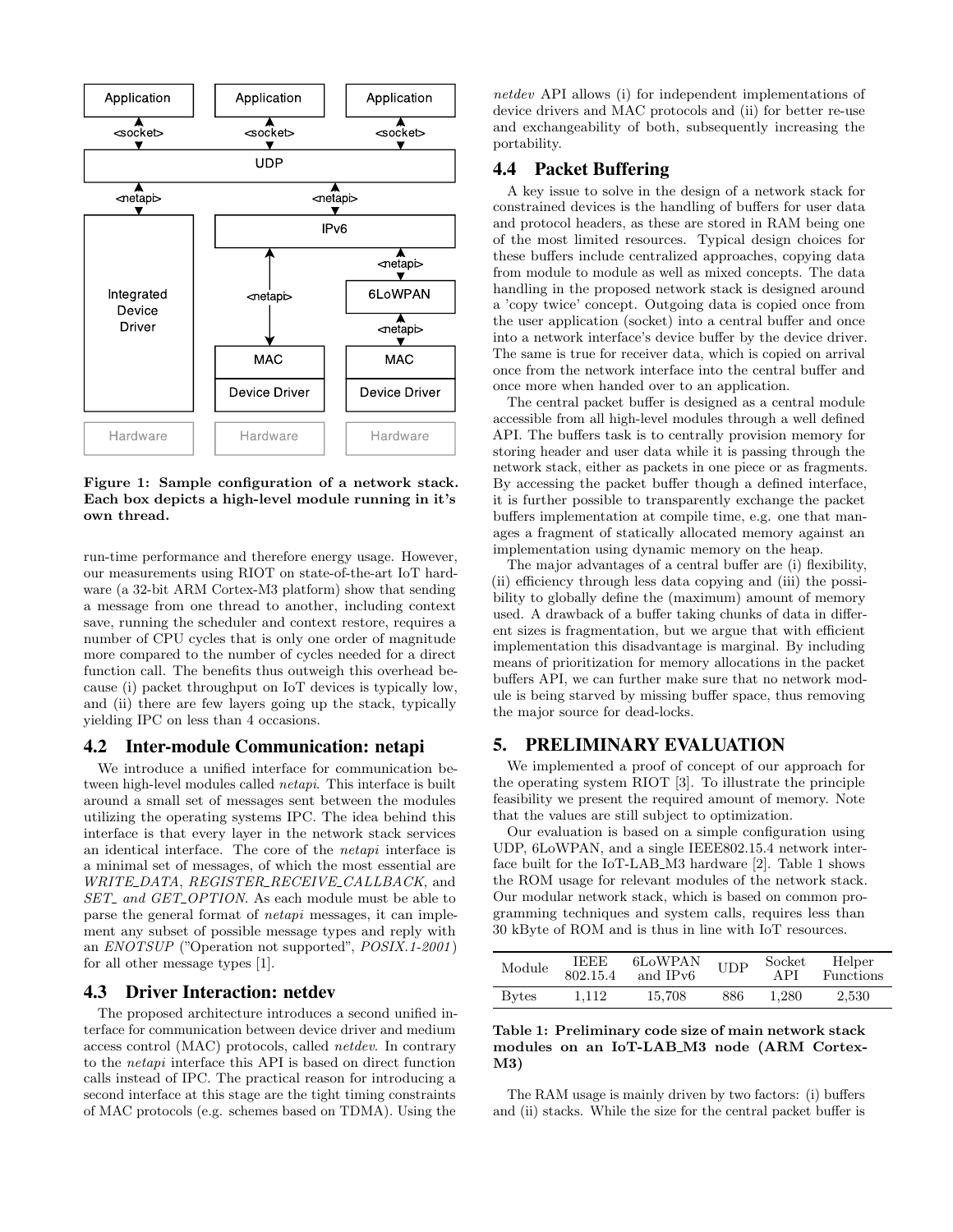Application

Application

Application

<socket>

<socket>

<socket>

UDP

<netapi>

<netapi>

IPv6

<netapi>

Integrated Device Driver

<netapi>

6LoWPAN

<netapi>

MAC

MAC

Device Driver

Device Driver

Hardware

Hardware

Hardware

**Figure 1: Sample configuration of a network stack. Each box depicts a high-level module running in it's own thread.**

run-time performance and therefore energy usage. However, our measurements using RIOT on state-of-the-art IoT hardware (a 32-bit ARM Cortex-M3 platform) show that sending a message from one thread to another, including context save, running the scheduler and context restore, requires a number of CPU cycles that is only one order of magnitude more compared to the number of cycles needed for a direct function call. The benefits thus outweigh this overhead because (i) packet throughput on IoT devices is typically low, and (ii) there are few layers going up the stack, typically yielding IPC on less than 4 occasions.

## 4.2 Inter-module Communication: netapi

We introduce a unified interface for communication between high-level modules called *netapi*. This interface is built around a small set of messages sent between the modules utilizing the operating systems IPC. The idea behind this interface is that every layer in the network stack services an identical interface. The core of the *netapi* interface is a minimal set of messages, of which the most essential are *WRITE_DATA*, *REGISTER_RECEIVE_CALLBACK*, and *SET_ and GET_OPTION*. As each module must be able to parse the general format of *netapi* messages, it can implement any subset of possible message types and reply with an *ENOTSUP* ("Operation not supported", *POSIX.1-2001*) for all other message types [1].

## 4.3 Driver Interaction: netdev

The proposed architecture introduces a second unified interface for communication between device driver and medium access control (MAC) protocols, called *netdev*. In contrary to the *netapi* interface this API is based on direct function calls instead of IPC. The practical reason for introducing a second interface at this stage are the tight timing constraints of MAC protocols (e.g. schemes based on TDMA). Using the *netdev* API allows (i) for independent implementations of device drivers and MAC protocols and (ii) for better re-use and exchangeability of both, subsequently increasing the portability.

## 4.4 Packet Buffering

A key issue to solve in the design of a network stack for constrained devices is the handling of buffers for user data and protocol headers, as these are stored in RAM being one of the most limited resources. Typical design choices for these buffers include centralized approaches, copying data from module to module as well as mixed concepts. The data handling in the proposed network stack is designed around a 'copy twice' concept. Outgoing data is copied once from the user application (socket) into a central buffer and once into a network interface's device buffer by the device driver. The same is true for receiver data, which is copied on arrival once from the network interface into the central buffer and once more when handed over to an application.

The central packet buffer is designed as a central module accessible from all high-level modules through a well defined API. The buffers task is to centrally provision memory for storing header and user data while it is passing through the network stack, either as packets in one piece or as fragments. By accessing the packet buffer though a defined interface, it is further possible to transparently exchange the packet buffers implementation at compile time, e.g. one that manages a fragment of statically allocated memory against an implementation using dynamic memory on the heap.

The major advantages of a central buffer are (i) flexibility, (ii) efficiency through less data copying and (iii) the possibility to globally define the (maximum) amount of memory used. A drawback of a buffer taking chunks of data in different sizes is fragmentation, but we argue that with efficient implementation this disadvantage is marginal. By including means of prioritization for memory allocations in the packet buffers API, we can further make sure that no network module is being starved by missing buffer space, thus removing the major source for dead-locks.

# 5. PRELIMINARY EVALUATION

We implemented a proof of concept of our approach for the operating system RIOT [3]. To illustrate the principle feasibility we present the required amount of memory. Note that the values are still subject to optimization.

Our evaluation is based on a simple configuration using UDP, 6LoWPAN, and a single IEEE802.15.4 network interface built for the IoT-LAB_M3 hardware [2]. Table 1 shows the ROM usage for relevant modules of the network stack. Our modular network stack, which is based on common programming techniques and system calls, requires less than 30 kByte of ROM and is thus in line with IoT resources.

| Module | IEEE 802.15.4 | 6LoWPAN and IPv6 | UDP | Socket API | Helper Functions |
|---|---|---|---|---|---|
| Bytes | 1,112 | 15,708 | 886 | 1,280 | 2,530 |

**Table 1: Preliminary code size of main network stack modules on an IoT-LAB_M3 node (ARM Cortex-M3)**

The RAM usage is mainly driven by two factors: (i) buffers and (ii) stacks. While the size for the central packet buffer is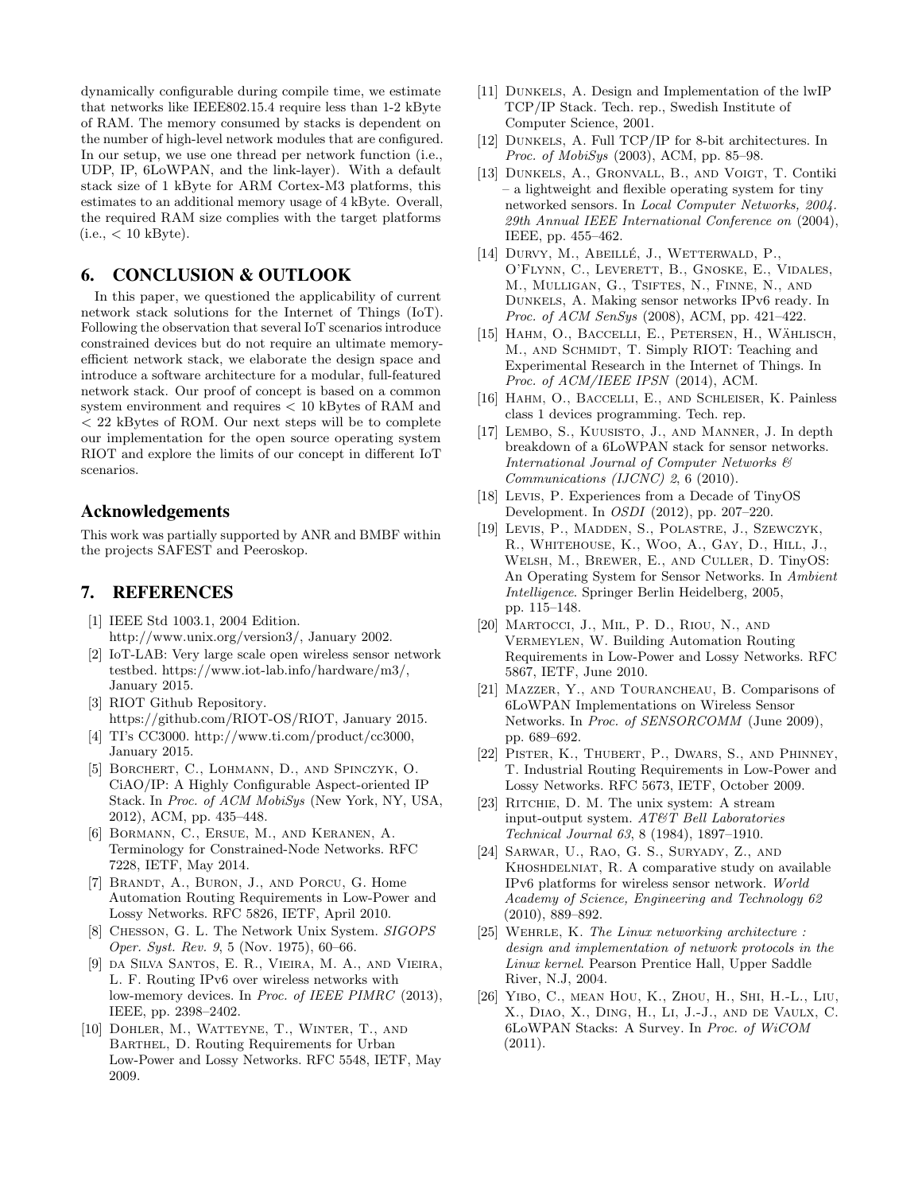dynamically configurable during compile time, we estimate that networks like IEEE802.15.4 require less than 1-2 kByte of RAM. The memory consumed by stacks is dependent on the number of high-level network modules that are configured. In our setup, we use one thread per network function (i.e., UDP, IP, 6LoWPAN, and the link-layer). With a default stack size of 1 kByte for ARM Cortex-M3 platforms, this estimates to an additional memory usage of 4 kByte. Overall, the required RAM size complies with the target platforms (i.e., < 10 kByte).

## 6. CONCLUSION & OUTLOOK

In this paper, we questioned the applicability of current network stack solutions for the Internet of Things (IoT). Following the observation that several IoT scenarios introduce constrained devices but do not require an ultimate memory-efficient network stack, we elaborate the design space and introduce a software architecture for a modular, full-featured network stack. Our proof of concept is based on a common system environment and requires < 10 kBytes of RAM and < 22 kBytes of ROM. Our next steps will be to complete our implementation for the open source operating system RIOT and explore the limits of our concept in different IoT scenarios.

## Acknowledgements

This work was partially supported by ANR and BMBF within the projects SAFEST and Peeroskop.

## 7. REFERENCES

[1] IEEE Std 1003.1, 2004 Edition. http://www.unix.org/version3/, January 2002.

[2] IoT-LAB: Very large scale open wireless sensor network testbed. https://www.iot-lab.info/hardware/m3/, January 2015.

[3] RIOT Github Repository. https://github.com/RIOT-OS/RIOT, January 2015.

[4] TI's CC3000. http://www.ti.com/product/cc3000, January 2015.

[5] Borchert, C., Lohmann, D., and Spinczyk, O. CiAO/IP: A Highly Configurable Aspect-oriented IP Stack. In *Proc. of ACM MobiSys* (New York, NY, USA, 2012), ACM, pp. 435–448.

[6] Bormann, C., Ersue, M., and Keranen, A. Terminology for Constrained-Node Networks. RFC 7228, IETF, May 2014.

[7] Brandt, A., Buron, J., and Porcu, G. Home Automation Routing Requirements in Low-Power and Lossy Networks. RFC 5826, IETF, April 2010.

[8] Chesson, G. L. The Network Unix System. *SIGOPS Oper. Syst. Rev. 9*, 5 (Nov. 1975), 60–66.

[9] da Silva Santos, E. R., Vieira, M. A., and Vieira, L. F. Routing IPv6 over wireless networks with low-memory devices. In *Proc. of IEEE PIMRC* (2013), IEEE, pp. 2398–2402.

[10] Dohler, M., Watteyne, T., Winter, T., and Barthel, D. Routing Requirements for Urban Low-Power and Lossy Networks. RFC 5548, IETF, May 2009.

[11] Dunkels, A. Design and Implementation of the lwIP TCP/IP Stack. Tech. rep., Swedish Institute of Computer Science, 2001.

[12] Dunkels, A. Full TCP/IP for 8-bit architectures. In *Proc. of MobiSys* (2003), ACM, pp. 85–98.

[13] Dunkels, A., Gronvall, B., and Voigt, T. Contiki – a lightweight and flexible operating system for tiny networked sensors. In *Local Computer Networks, 2004. 29th Annual IEEE International Conference on* (2004), IEEE, pp. 455–462.

[14] Durvy, M., Abeillé, J., Wetterwald, P., O'Flynn, C., Leverett, B., Gnoske, E., Vidales, M., Mulligan, G., Tsiftes, N., Finne, N., and Dunkels, A. Making sensor networks IPv6 ready. In *Proc. of ACM SenSys* (2008), ACM, pp. 421–422.

[15] Hahm, O., Baccelli, E., Petersen, H., Wählisch, M., and Schmidt, T. Simply RIOT: Teaching and Experimental Research in the Internet of Things. In *Proc. of ACM/IEEE IPSN* (2014), ACM.

[16] Hahm, O., Baccelli, E., and Schleiser, K. Painless class 1 devices programming. Tech. rep.

[17] Lembo, S., Kuusisto, J., and Manner, J. In depth breakdown of a 6LoWPAN stack for sensor networks. *International Journal of Computer Networks & Communications (IJCNC) 2*, 6 (2010).

[18] Levis, P. Experiences from a Decade of TinyOS Development. In *OSDI* (2012), pp. 207–220.

[19] Levis, P., Madden, S., Polastre, J., Szewczyk, R., Whitehouse, K., Woo, A., Gay, D., Hill, J., Welsh, M., Brewer, E., and Culler, D. TinyOS: An Operating System for Sensor Networks. In *Ambient Intelligence*. Springer Berlin Heidelberg, 2005, pp. 115–148.

[20] Martocci, J., Mil, P. D., Riou, N., and Vermeylen, W. Building Automation Routing Requirements in Low-Power and Lossy Networks. RFC 5867, IETF, June 2010.

[21] Mazzer, Y., and Tourancheau, B. Comparisons of 6LoWPAN Implementations on Wireless Sensor Networks. In *Proc. of SENSORCOMM* (June 2009), pp. 689–692.

[22] Pister, K., Thubert, P., Dwars, S., and Phinney, T. Industrial Routing Requirements in Low-Power and Lossy Networks. RFC 5673, IETF, October 2009.

[23] Ritchie, D. M. The unix system: A stream input-output system. *AT&T Bell Laboratories Technical Journal 63*, 8 (1984), 1897–1910.

[24] Sarwar, U., Rao, G. S., Suryady, Z., and Khoshdelniat, R. A comparative study on available IPv6 platforms for wireless sensor network. *World Academy of Science, Engineering and Technology 62* (2010), 889–892.

[25] Wehrle, K. *The Linux networking architecture : design and implementation of network protocols in the Linux kernel*. Pearson Prentice Hall, Upper Saddle River, N.J, 2004.

[26] Yibo, C., mean Hou, K., Zhou, H., Shi, H.-L., Liu, X., Diao, X., Ding, H., Li, J.-J., and de Vaulx, C. 6LoWPAN Stacks: A Survey. In *Proc. of WiCOM* (2011).